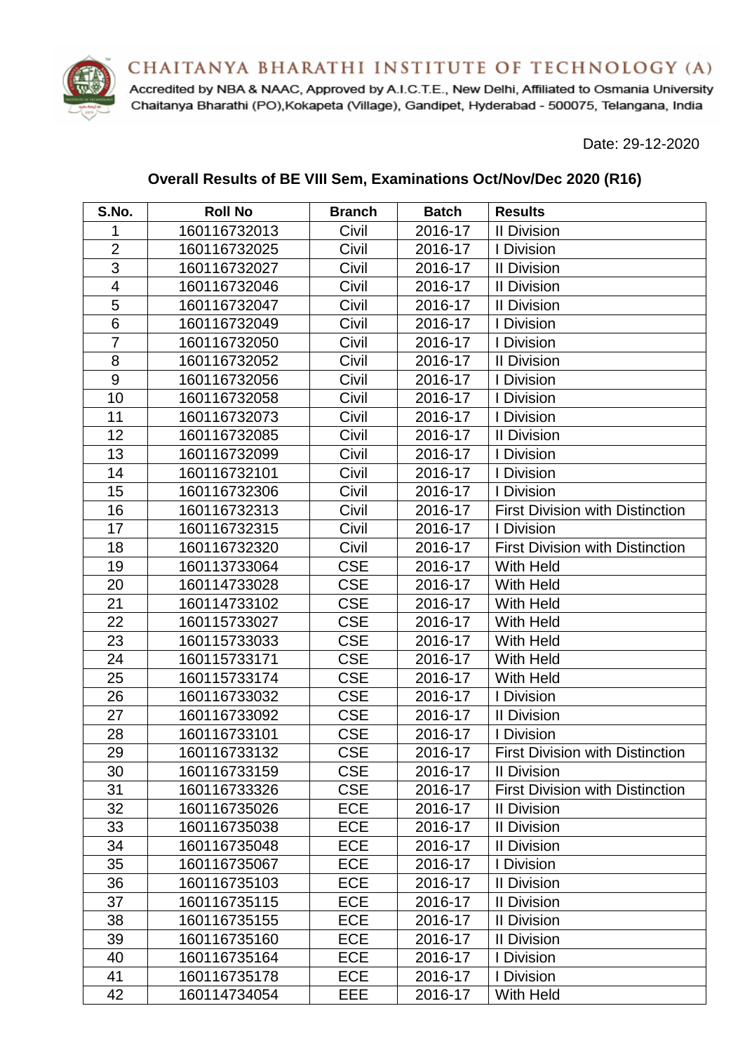CHAITANYA BHARATHI INSTITUTE OF TECHNOLOGY (A)

Accredited by NBA & NAAC, Approved by A.I.C.T.E., New Delhi, Affiliated to Osmania University
Chaitanya Bharathi (PO),Kokapeta (Village), Gandipet, Hyderabad - 500075, Telangana, India

Date: 29-12-2020

## Overall Results of BE VIII Sem, Examinations Oct/Nov/Dec 2020 (R16)

| S.No. | Roll No | Branch | Batch | Results |
|---|---|---|---|---|
| 1 | 160116732013 | Civil | 2016-17 | II Division |
| 2 | 160116732025 | Civil | 2016-17 | I Division |
| 3 | 160116732027 | Civil | 2016-17 | II Division |
| 4 | 160116732046 | Civil | 2016-17 | II Division |
| 5 | 160116732047 | Civil | 2016-17 | II Division |
| 6 | 160116732049 | Civil | 2016-17 | I Division |
| 7 | 160116732050 | Civil | 2016-17 | I Division |
| 8 | 160116732052 | Civil | 2016-17 | II Division |
| 9 | 160116732056 | Civil | 2016-17 | I Division |
| 10 | 160116732058 | Civil | 2016-17 | I Division |
| 11 | 160116732073 | Civil | 2016-17 | I Division |
| 12 | 160116732085 | Civil | 2016-17 | II Division |
| 13 | 160116732099 | Civil | 2016-17 | I Division |
| 14 | 160116732101 | Civil | 2016-17 | I Division |
| 15 | 160116732306 | Civil | 2016-17 | I Division |
| 16 | 160116732313 | Civil | 2016-17 | First Division with Distinction |
| 17 | 160116732315 | Civil | 2016-17 | I Division |
| 18 | 160116732320 | Civil | 2016-17 | First Division with Distinction |
| 19 | 160113733064 | CSE | 2016-17 | With Held |
| 20 | 160114733028 | CSE | 2016-17 | With Held |
| 21 | 160114733102 | CSE | 2016-17 | With Held |
| 22 | 160115733027 | CSE | 2016-17 | With Held |
| 23 | 160115733033 | CSE | 2016-17 | With Held |
| 24 | 160115733171 | CSE | 2016-17 | With Held |
| 25 | 160115733174 | CSE | 2016-17 | With Held |
| 26 | 160116733032 | CSE | 2016-17 | I Division |
| 27 | 160116733092 | CSE | 2016-17 | II Division |
| 28 | 160116733101 | CSE | 2016-17 | I Division |
| 29 | 160116733132 | CSE | 2016-17 | First Division with Distinction |
| 30 | 160116733159 | CSE | 2016-17 | II Division |
| 31 | 160116733326 | CSE | 2016-17 | First Division with Distinction |
| 32 | 160116735026 | ECE | 2016-17 | II Division |
| 33 | 160116735038 | ECE | 2016-17 | II Division |
| 34 | 160116735048 | ECE | 2016-17 | II Division |
| 35 | 160116735067 | ECE | 2016-17 | I Division |
| 36 | 160116735103 | ECE | 2016-17 | II Division |
| 37 | 160116735115 | ECE | 2016-17 | II Division |
| 38 | 160116735155 | ECE | 2016-17 | II Division |
| 39 | 160116735160 | ECE | 2016-17 | II Division |
| 40 | 160116735164 | ECE | 2016-17 | I Division |
| 41 | 160116735178 | ECE | 2016-17 | I Division |
| 42 | 160114734054 | EEE | 2016-17 | With Held |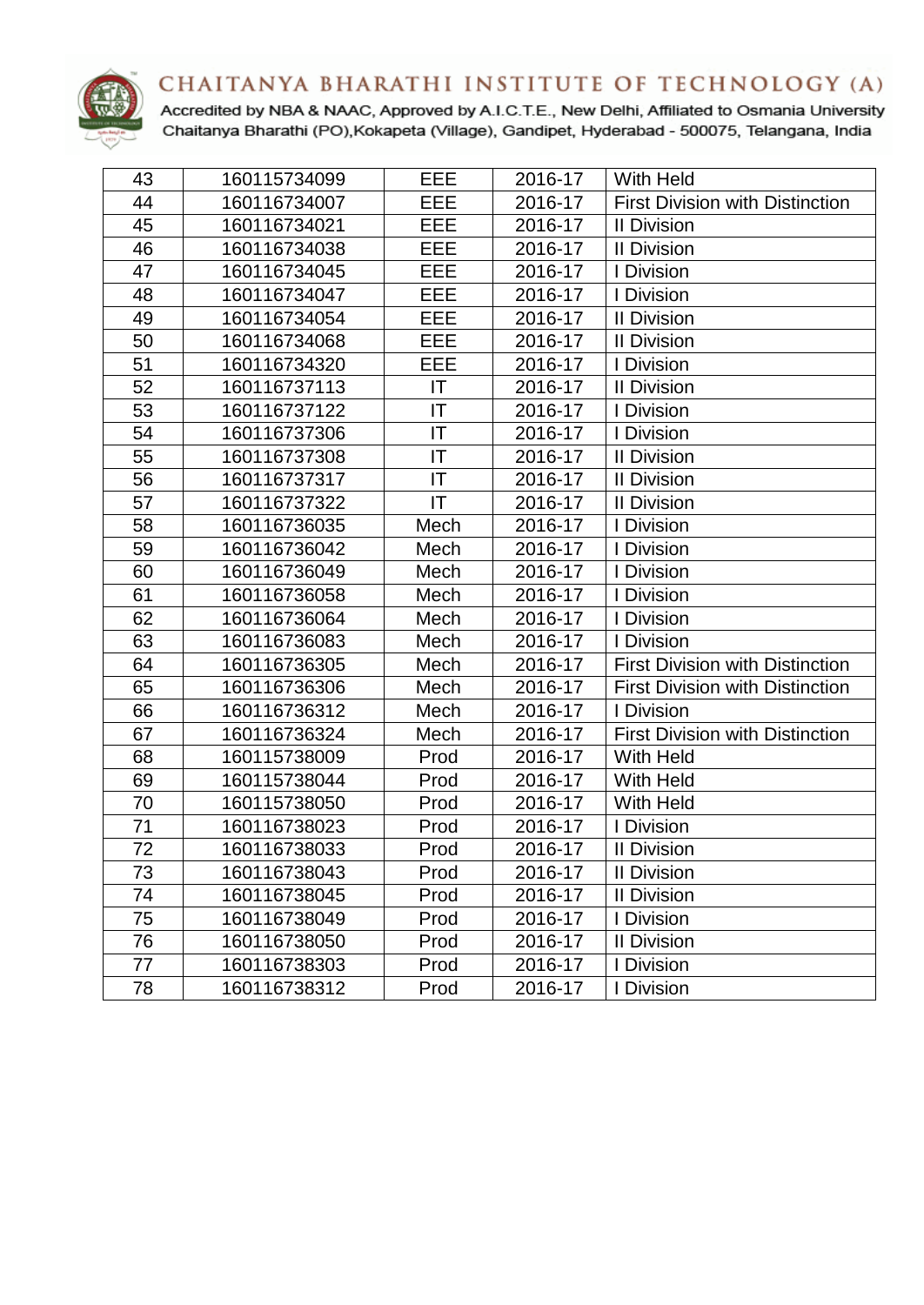| | | | | |
|---|---|---|---|---|
| 43 | 160115734099 | EEE | 2016-17 | With Held |
| 44 | 160116734007 | EEE | 2016-17 | First Division with Distinction |
| 45 | 160116734021 | EEE | 2016-17 | II Division |
| 46 | 160116734038 | EEE | 2016-17 | II Division |
| 47 | 160116734045 | EEE | 2016-17 | I Division |
| 48 | 160116734047 | EEE | 2016-17 | I Division |
| 49 | 160116734054 | EEE | 2016-17 | II Division |
| 50 | 160116734068 | EEE | 2016-17 | II Division |
| 51 | 160116734320 | EEE | 2016-17 | I Division |
| 52 | 160116737113 | IT | 2016-17 | II Division |
| 53 | 160116737122 | IT | 2016-17 | I Division |
| 54 | 160116737306 | IT | 2016-17 | I Division |
| 55 | 160116737308 | IT | 2016-17 | II Division |
| 56 | 160116737317 | IT | 2016-17 | II Division |
| 57 | 160116737322 | IT | 2016-17 | II Division |
| 58 | 160116736035 | Mech | 2016-17 | I Division |
| 59 | 160116736042 | Mech | 2016-17 | I Division |
| 60 | 160116736049 | Mech | 2016-17 | I Division |
| 61 | 160116736058 | Mech | 2016-17 | I Division |
| 62 | 160116736064 | Mech | 2016-17 | I Division |
| 63 | 160116736083 | Mech | 2016-17 | I Division |
| 64 | 160116736305 | Mech | 2016-17 | First Division with Distinction |
| 65 | 160116736306 | Mech | 2016-17 | First Division with Distinction |
| 66 | 160116736312 | Mech | 2016-17 | I Division |
| 67 | 160116736324 | Mech | 2016-17 | First Division with Distinction |
| 68 | 160115738009 | Prod | 2016-17 | With Held |
| 69 | 160115738044 | Prod | 2016-17 | With Held |
| 70 | 160115738050 | Prod | 2016-17 | With Held |
| 71 | 160116738023 | Prod | 2016-17 | I Division |
| 72 | 160116738033 | Prod | 2016-17 | II Division |
| 73 | 160116738043 | Prod | 2016-17 | II Division |
| 74 | 160116738045 | Prod | 2016-17 | II Division |
| 75 | 160116738049 | Prod | 2016-17 | I Division |
| 76 | 160116738050 | Prod | 2016-17 | II Division |
| 77 | 160116738303 | Prod | 2016-17 | I Division |
| 78 | 160116738312 | Prod | 2016-17 | I Division |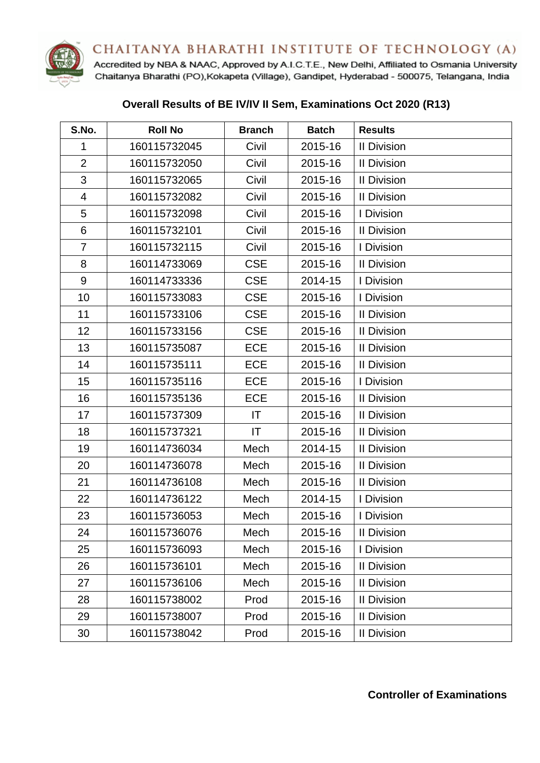CHAITANYA BHARATHI INSTITUTE OF TECHNOLOGY (A)

Accredited by NBA & NAAC, Approved by A.I.C.T.E., New Delhi, Affiliated to Osmania University

Chaitanya Bharathi (PO),Kokapeta (Village), Gandipet, Hyderabad - 500075, Telangana, India

## Overall Results of BE IV/IV II Sem, Examinations Oct 2020 (R13)

| S.No. | Roll No | Branch | Batch | Results |
|---|---|---|---|---|
| 1 | 160115732045 | Civil | 2015-16 | II Division |
| 2 | 160115732050 | Civil | 2015-16 | II Division |
| 3 | 160115732065 | Civil | 2015-16 | II Division |
| 4 | 160115732082 | Civil | 2015-16 | II Division |
| 5 | 160115732098 | Civil | 2015-16 | I Division |
| 6 | 160115732101 | Civil | 2015-16 | II Division |
| 7 | 160115732115 | Civil | 2015-16 | I Division |
| 8 | 160114733069 | CSE | 2015-16 | II Division |
| 9 | 160114733336 | CSE | 2014-15 | I Division |
| 10 | 160115733083 | CSE | 2015-16 | I Division |
| 11 | 160115733106 | CSE | 2015-16 | II Division |
| 12 | 160115733156 | CSE | 2015-16 | II Division |
| 13 | 160115735087 | ECE | 2015-16 | II Division |
| 14 | 160115735111 | ECE | 2015-16 | II Division |
| 15 | 160115735116 | ECE | 2015-16 | I Division |
| 16 | 160115735136 | ECE | 2015-16 | II Division |
| 17 | 160115737309 | IT | 2015-16 | II Division |
| 18 | 160115737321 | IT | 2015-16 | II Division |
| 19 | 160114736034 | Mech | 2014-15 | II Division |
| 20 | 160114736078 | Mech | 2015-16 | II Division |
| 21 | 160114736108 | Mech | 2015-16 | II Division |
| 22 | 160114736122 | Mech | 2014-15 | I Division |
| 23 | 160115736053 | Mech | 2015-16 | I Division |
| 24 | 160115736076 | Mech | 2015-16 | II Division |
| 25 | 160115736093 | Mech | 2015-16 | I Division |
| 26 | 160115736101 | Mech | 2015-16 | II Division |
| 27 | 160115736106 | Mech | 2015-16 | II Division |
| 28 | 160115738002 | Prod | 2015-16 | II Division |
| 29 | 160115738007 | Prod | 2015-16 | II Division |
| 30 | 160115738042 | Prod | 2015-16 | II Division |

**Controller of Examinations**